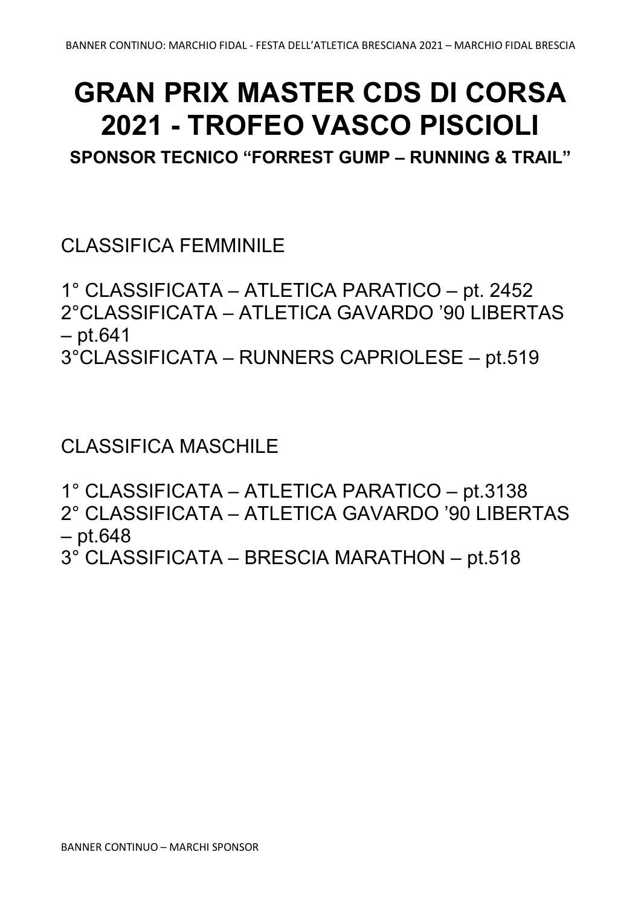# GRAN PRIX MASTER CDS DI CORSA 2021 - TROFEO VASCO PISCIOLI

**SPONSOR TECNICO "FORREST GUMP – RUNNING & TRAIL"**

CLASSIFICA FEMMINILE

1° CLASSIFICATA – ATLETICA PARATICO – pt. 2452
2°CLASSIFICATA – ATLETICA GAVARDO '90 LIBERTAS – pt.641
3°CLASSIFICATA – RUNNERS CAPRIOLESE – pt.519

CLASSIFICA MASCHILE

1° CLASSIFICATA – ATLETICA PARATICO – pt.3138
2° CLASSIFICATA – ATLETICA GAVARDO '90 LIBERTAS – pt.648
3° CLASSIFICATA – BRESCIA MARATHON – pt.518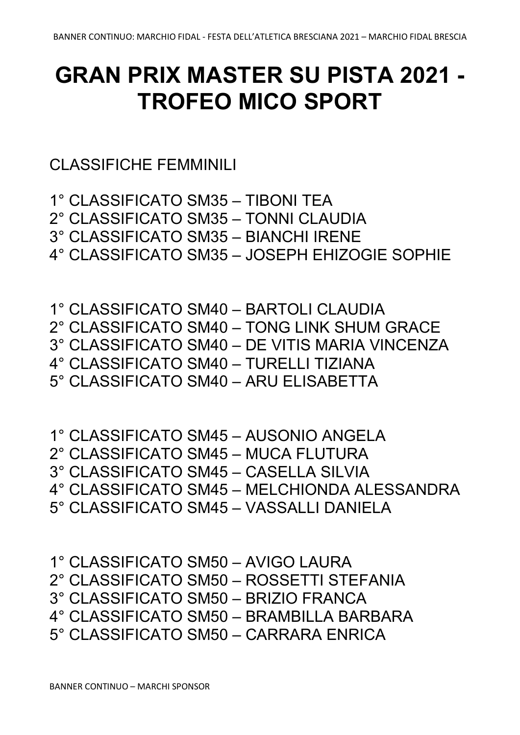# GRAN PRIX MASTER SU PISTA 2021 - TROFEO MICO SPORT

CLASSIFICHE FEMMINILI

1° CLASSIFICATO SM35 – TIBONI TEA
2° CLASSIFICATO SM35 – TONNI CLAUDIA
3° CLASSIFICATO SM35 – BIANCHI IRENE
4° CLASSIFICATO SM35 – JOSEPH EHIZOGIE SOPHIE

1° CLASSIFICATO SM40 – BARTOLI CLAUDIA
2° CLASSIFICATO SM40 – TONG LINK SHUM GRACE
3° CLASSIFICATO SM40 – DE VITIS MARIA VINCENZA
4° CLASSIFICATO SM40 – TURELLI TIZIANA
5° CLASSIFICATO SM40 – ARU ELISABETTA

1° CLASSIFICATO SM45 – AUSONIO ANGELA
2° CLASSIFICATO SM45 – MUCA FLUTURA
3° CLASSIFICATO SM45 – CASELLA SILVIA
4° CLASSIFICATO SM45 – MELCHIONDA ALESSANDRA
5° CLASSIFICATO SM45 – VASSALLI DANIELA

1° CLASSIFICATO SM50 – AVIGO LAURA
2° CLASSIFICATO SM50 – ROSSETTI STEFANIA
3° CLASSIFICATO SM50 – BRIZIO FRANCA
4° CLASSIFICATO SM50 – BRAMBILLA BARBARA
5° CLASSIFICATO SM50 – CARRARA ENRICA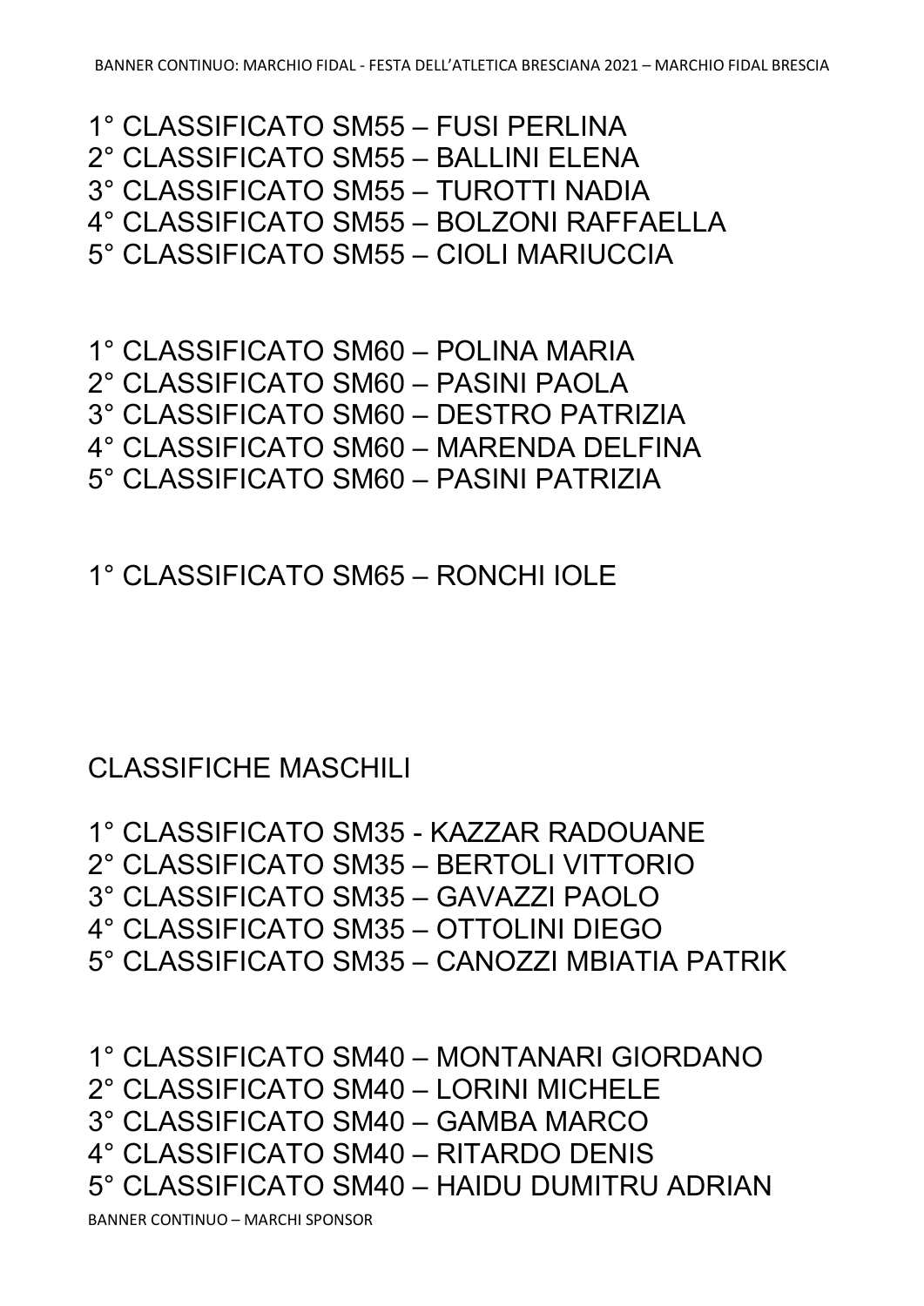1° CLASSIFICATO SM55 – FUSI PERLINA
2° CLASSIFICATO SM55 – BALLINI ELENA
3° CLASSIFICATO SM55 – TUROTTI NADIA
4° CLASSIFICATO SM55 – BOLZONI RAFFAELLA
5° CLASSIFICATO SM55 – CIOLI MARIUCCIA

1° CLASSIFICATO SM60 – POLINA MARIA
2° CLASSIFICATO SM60 – PASINI PAOLA
3° CLASSIFICATO SM60 – DESTRO PATRIZIA
4° CLASSIFICATO SM60 – MARENDA DELFINA
5° CLASSIFICATO SM60 – PASINI PATRIZIA

1° CLASSIFICATO SM65 – RONCHI IOLE

## CLASSIFICHE MASCHILI

1° CLASSIFICATO SM35 - KAZZAR RADOUANE
2° CLASSIFICATO SM35 – BERTOLI VITTORIO
3° CLASSIFICATO SM35 – GAVAZZI PAOLO
4° CLASSIFICATO SM35 – OTTOLINI DIEGO
5° CLASSIFICATO SM35 – CANOZZI MBIATIA PATRIK

1° CLASSIFICATO SM40 – MONTANARI GIORDANO
2° CLASSIFICATO SM40 – LORINI MICHELE
3° CLASSIFICATO SM40 – GAMBA MARCO
4° CLASSIFICATO SM40 – RITARDO DENIS
5° CLASSIFICATO SM40 – HAIDU DUMITRU ADRIAN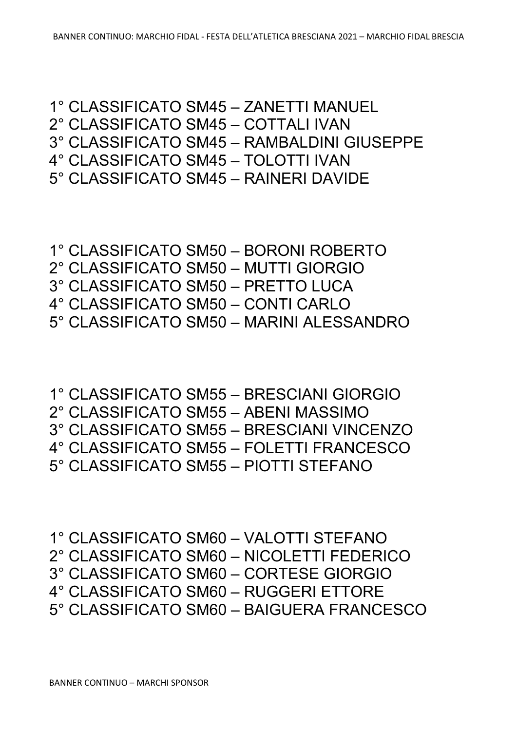1° CLASSIFICATO SM45 – ZANETTI MANUEL
2° CLASSIFICATO SM45 – COTTALI IVAN
3° CLASSIFICATO SM45 – RAMBALDINI GIUSEPPE
4° CLASSIFICATO SM45 – TOLOTTI IVAN
5° CLASSIFICATO SM45 – RAINERI DAVIDE

1° CLASSIFICATO SM50 – BORONI ROBERTO
2° CLASSIFICATO SM50 – MUTTI GIORGIO
3° CLASSIFICATO SM50 – PRETTO LUCA
4° CLASSIFICATO SM50 – CONTI CARLO
5° CLASSIFICATO SM50 – MARINI ALESSANDRO

1° CLASSIFICATO SM55 – BRESCIANI GIORGIO
2° CLASSIFICATO SM55 – ABENI MASSIMO
3° CLASSIFICATO SM55 – BRESCIANI VINCENZO
4° CLASSIFICATO SM55 – FOLETTI FRANCESCO
5° CLASSIFICATO SM55 – PIOTTI STEFANO

1° CLASSIFICATO SM60 – VALOTTI STEFANO
2° CLASSIFICATO SM60 – NICOLETTI FEDERICO
3° CLASSIFICATO SM60 – CORTESE GIORGIO
4° CLASSIFICATO SM60 – RUGGERI ETTORE
5° CLASSIFICATO SM60 – BAIGUERA FRANCESCO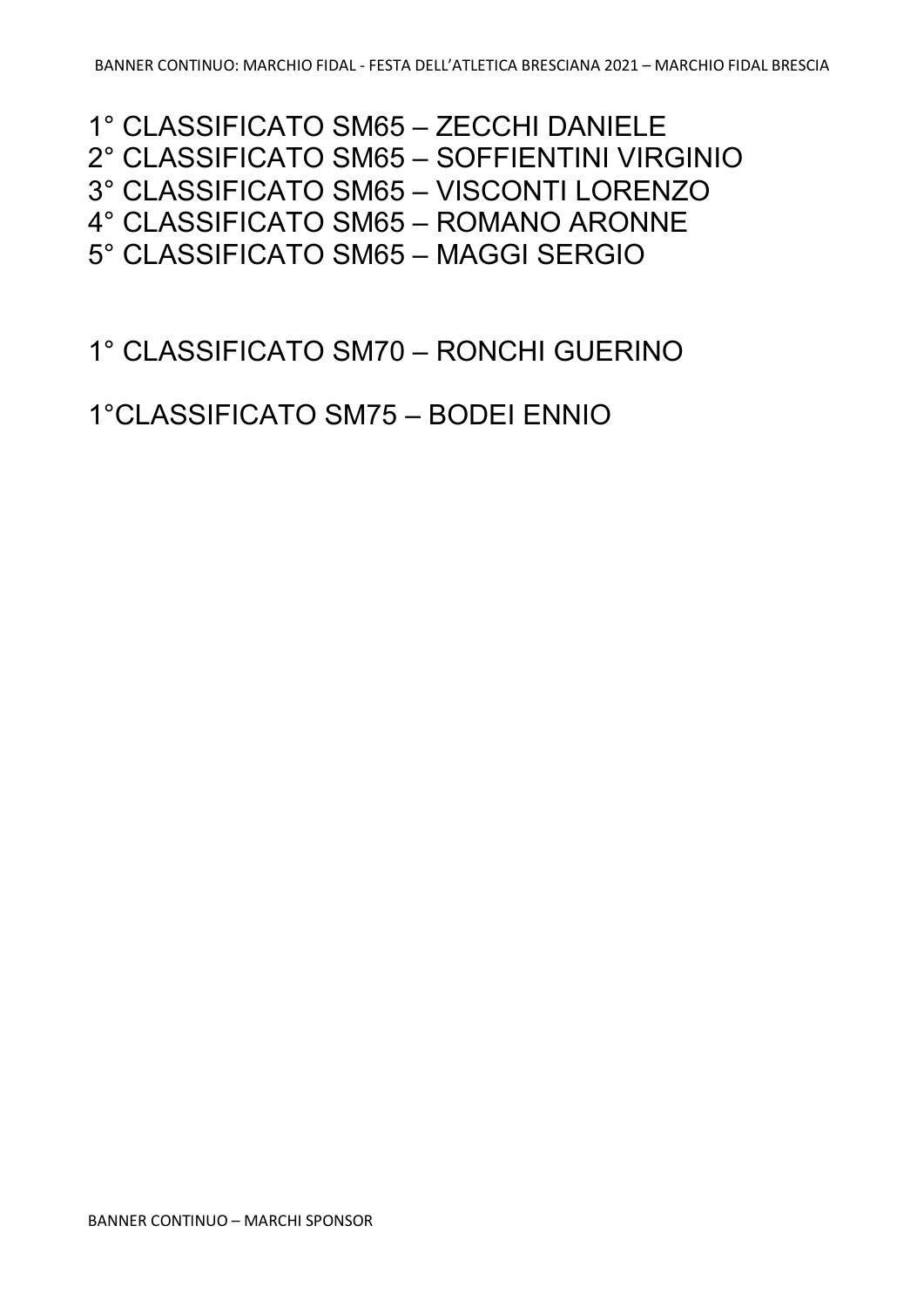1° CLASSIFICATO SM65 – ZECCHI DANIELE
2° CLASSIFICATO SM65 – SOFFIENTINI VIRGINIO
3° CLASSIFICATO SM65 – VISCONTI LORENZO
4° CLASSIFICATO SM65 – ROMANO ARONNE
5° CLASSIFICATO SM65 – MAGGI SERGIO

1° CLASSIFICATO SM70 – RONCHI GUERINO

1°CLASSIFICATO SM75 – BODEI ENNIO